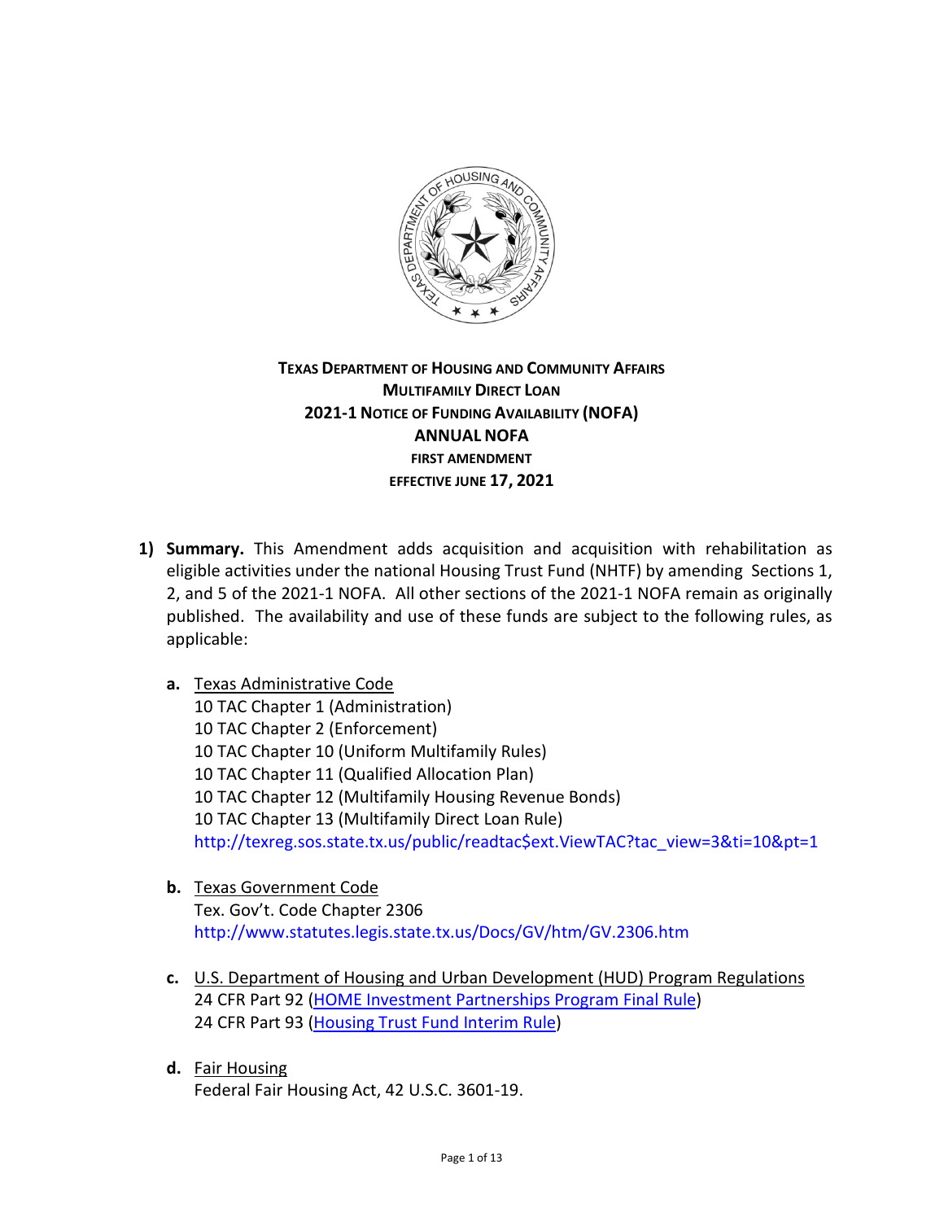**Texas Department of Housing and Community Affairs**
**Multifamily Direct Loan**
**2021-1 Notice of Funding Availability (NOFA)**
**ANNUAL NOFA**
**FIRST AMENDMENT**
**EFFECTIVE JUNE 17, 2021**

1) **Summary.** This Amendment adds acquisition and acquisition with rehabilitation as eligible activities under the national Housing Trust Fund (NHTF) by amending Sections 1, 2, and 5 of the 2021-1 NOFA. All other sections of the 2021-1 NOFA remain as originally published. The availability and use of these funds are subject to the following rules, as applicable:

   a. Texas Administrative Code
      10 TAC Chapter 1 (Administration)
      10 TAC Chapter 2 (Enforcement)
      10 TAC Chapter 10 (Uniform Multifamily Rules)
      10 TAC Chapter 11 (Qualified Allocation Plan)
      10 TAC Chapter 12 (Multifamily Housing Revenue Bonds)
      10 TAC Chapter 13 (Multifamily Direct Loan Rule)
      http://texreg.sos.state.tx.us/public/readtac$ext.ViewTAC?tac_view=3&ti=10&pt=1

   b. Texas Government Code
      Tex. Gov't. Code Chapter 2306
      http://www.statutes.legis.state.tx.us/Docs/GV/htm/GV.2306.htm

   c. U.S. Department of Housing and Urban Development (HUD) Program Regulations
      24 CFR Part 92 (HOME Investment Partnerships Program Final Rule)
      24 CFR Part 93 (Housing Trust Fund Interim Rule)

   d. Fair Housing
      Federal Fair Housing Act, 42 U.S.C. 3601-19.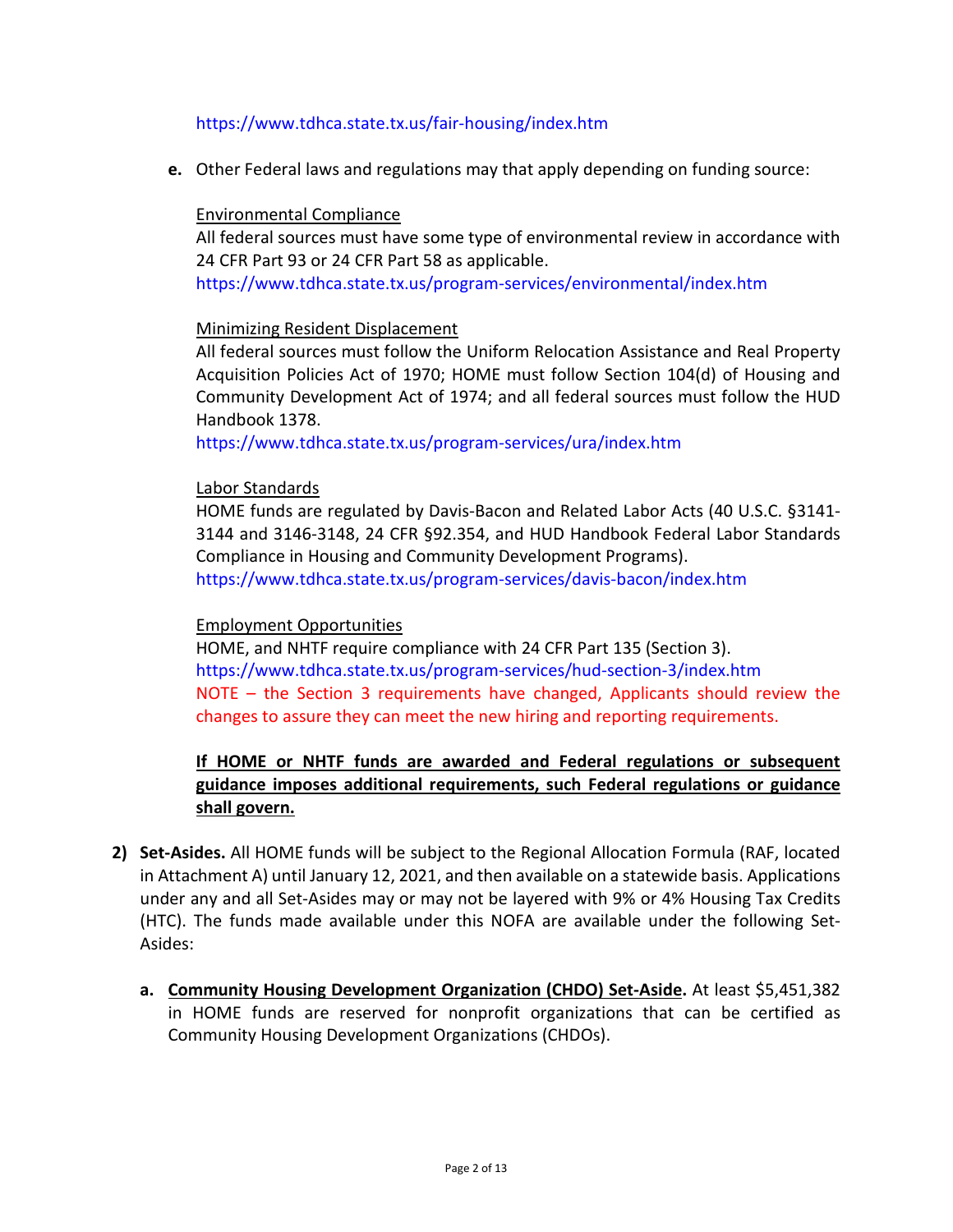https://www.tdhca.state.tx.us/fair-housing/index.htm

**e.** Other Federal laws and regulations may that apply depending on funding source:

Environmental Compliance
All federal sources must have some type of environmental review in accordance with 24 CFR Part 93 or 24 CFR Part 58 as applicable.
https://www.tdhca.state.tx.us/program-services/environmental/index.htm

Minimizing Resident Displacement
All federal sources must follow the Uniform Relocation Assistance and Real Property Acquisition Policies Act of 1970; HOME must follow Section 104(d) of Housing and Community Development Act of 1974; and all federal sources must follow the HUD Handbook 1378.
https://www.tdhca.state.tx.us/program-services/ura/index.htm

Labor Standards
HOME funds are regulated by Davis-Bacon and Related Labor Acts (40 U.S.C. §3141-3144 and 3146-3148, 24 CFR §92.354, and HUD Handbook Federal Labor Standards Compliance in Housing and Community Development Programs).
https://www.tdhca.state.tx.us/program-services/davis-bacon/index.htm

Employment Opportunities
HOME, and NHTF require compliance with 24 CFR Part 135 (Section 3).
https://www.tdhca.state.tx.us/program-services/hud-section-3/index.htm
NOTE – the Section 3 requirements have changed, Applicants should review the changes to assure they can meet the new hiring and reporting requirements.

**If HOME or NHTF funds are awarded and Federal regulations or subsequent guidance imposes additional requirements, such Federal regulations or guidance shall govern.**

**2) Set-Asides.** All HOME funds will be subject to the Regional Allocation Formula (RAF, located in Attachment A) until January 12, 2021, and then available on a statewide basis. Applications under any and all Set-Asides may or may not be layered with 9% or 4% Housing Tax Credits (HTC). The funds made available under this NOFA are available under the following Set-Asides:

**a. Community Housing Development Organization (CHDO) Set-Aside.** At least $5,451,382 in HOME funds are reserved for nonprofit organizations that can be certified as Community Housing Development Organizations (CHDOs).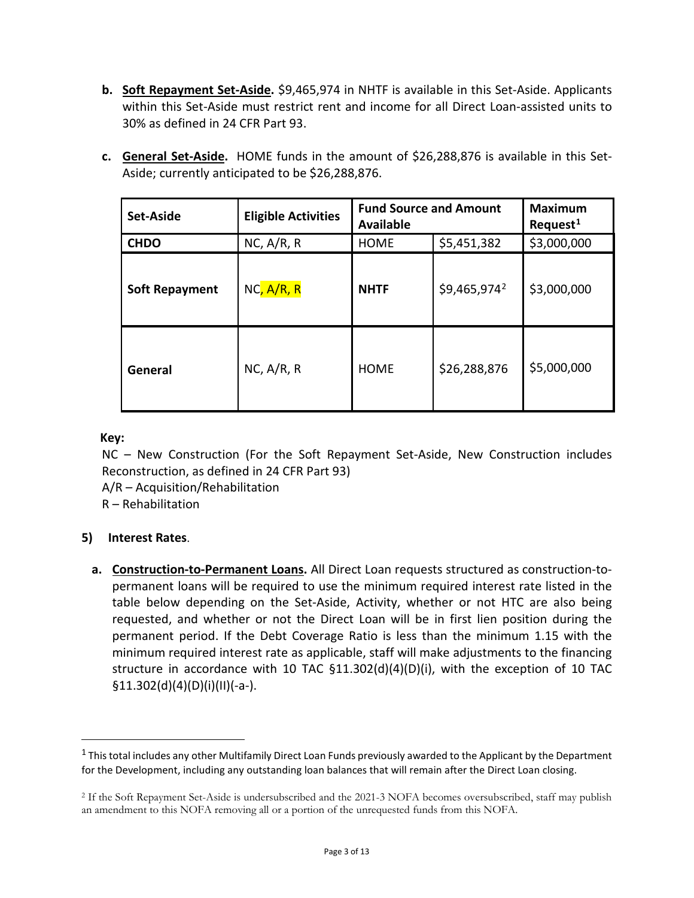b. **<u>Soft Repayment Set-Aside</u>.** $9,465,974 in NHTF is available in this Set-Aside. Applicants within this Set-Aside must restrict rent and income for all Direct Loan-assisted units to 30% as defined in 24 CFR Part 93.

c. **<u>General Set-Aside</u>.** HOME funds in the amount of $26,288,876 is available in this Set-Aside; currently anticipated to be $26,288,876.

| Set-Aside | Eligible Activities | Fund Source and Amount Available | | Maximum Request[1] |
|---|---|---|---|---|
| **CHDO** | NC, A/R, R | HOME | $5,451,382 | $3,000,000 |
| **Soft Repayment** | NC, A/R, R | **NHTF** | $9,465,974[2] | $3,000,000 |
| **General** | NC, A/R, R | HOME | $26,288,876 | $5,000,000 |

**Key:**

NC – New Construction (For the Soft Repayment Set-Aside, New Construction includes Reconstruction, as defined in 24 CFR Part 93)

A/R – Acquisition/Rehabilitation

R – Rehabilitation

**5) Interest Rates**.

a. **<u>Construction-to-Permanent Loans</u>.** All Direct Loan requests structured as construction-to-permanent loans will be required to use the minimum required interest rate listed in the table below depending on the Set-Aside, Activity, whether or not HTC are also being requested, and whether or not the Direct Loan will be in first lien position during the permanent period. If the Debt Coverage Ratio is less than the minimum 1.15 with the minimum required interest rate as applicable, staff will make adjustments to the financing structure in accordance with 10 TAC §11.302(d)(4)(D)(i), with the exception of 10 TAC §11.302(d)(4)(D)(i)(II)(-a-).

---

[1] This total includes any other Multifamily Direct Loan Funds previously awarded to the Applicant by the Department for the Development, including any outstanding loan balances that will remain after the Direct Loan closing.

[2] If the Soft Repayment Set-Aside is undersubscribed and the 2021-3 NOFA becomes oversubscribed, staff may publish an amendment to this NOFA removing all or a portion of the unrequested funds from this NOFA.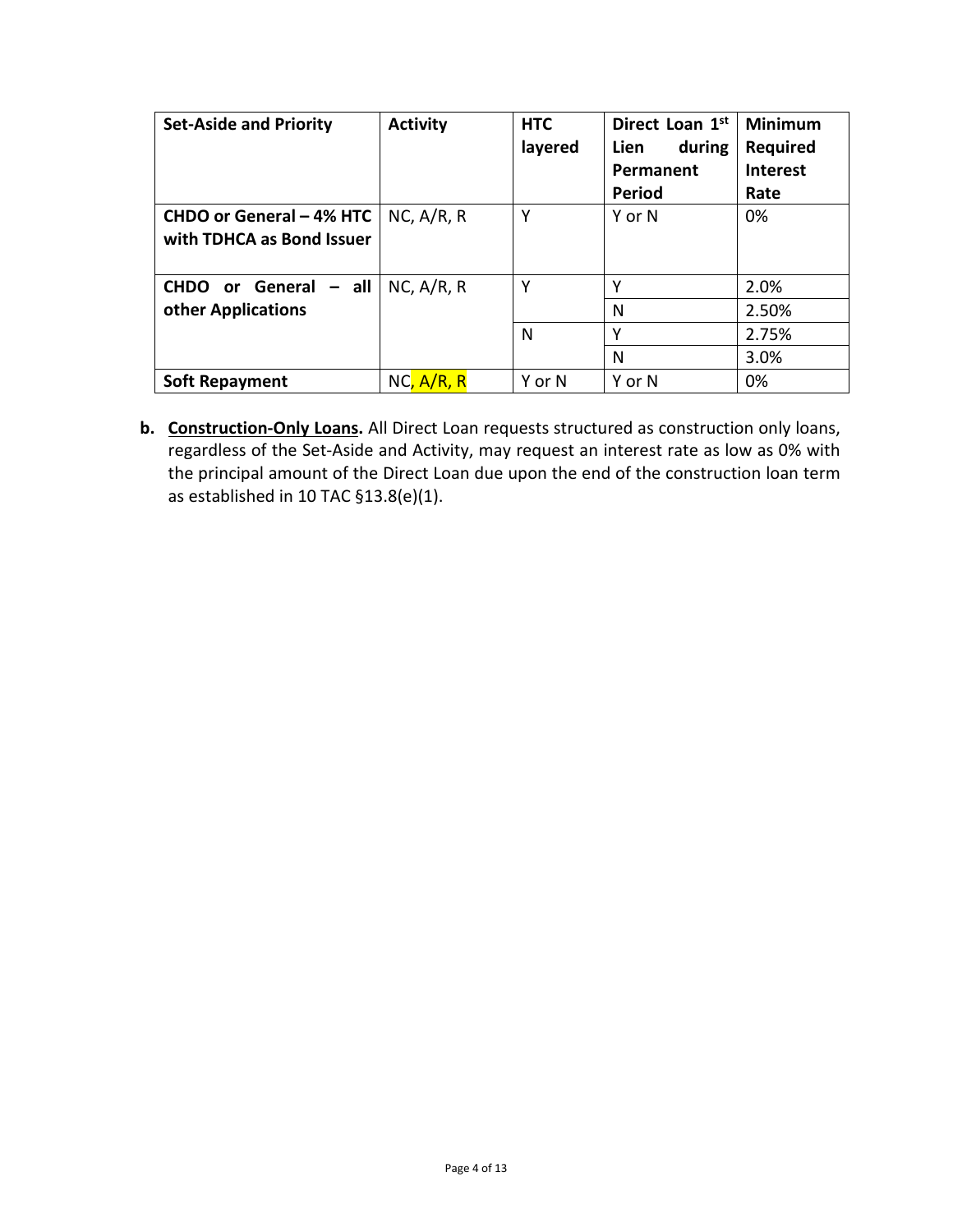| Set-Aside and Priority | Activity | HTC layered | Direct Loan 1st Lien during Permanent Period | Minimum Required Interest Rate |
|---|---|---|---|---|
| **CHDO or General – 4% HTC with TDHCA as Bond Issuer** | NC, A/R, R | Y | Y or N | 0% |
| **CHDO or General – all other Applications** | NC, A/R, R | Y | Y | 2.0% |
| | | | N | 2.50% |
| | | N | Y | 2.75% |
| | | | N | 3.0% |
| **Soft Repayment** | NC, A/R, R | Y or N | Y or N | 0% |

**b.** **Construction-Only Loans.** All Direct Loan requests structured as construction only loans, regardless of the Set-Aside and Activity, may request an interest rate as low as 0% with the principal amount of the Direct Loan due upon the end of the construction loan term as established in 10 TAC §13.8(e)(1).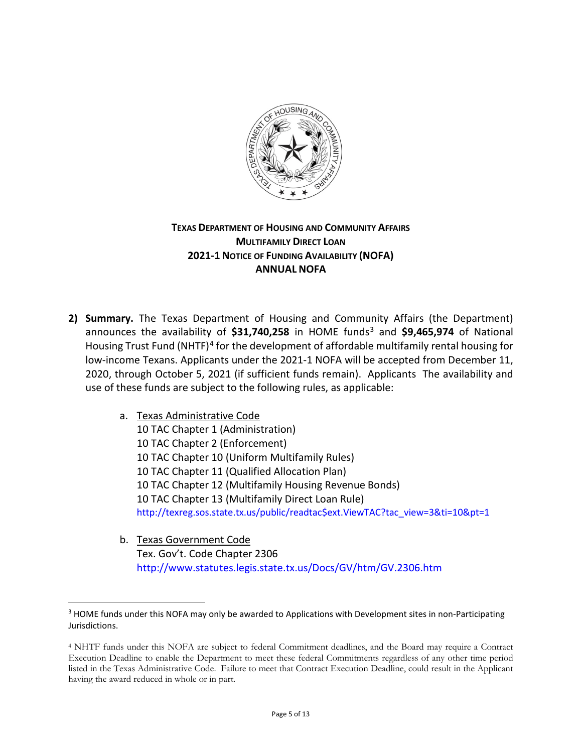**TEXAS DEPARTMENT OF HOUSING AND COMMUNITY AFFAIRS**
**MULTIFAMILY DIRECT LOAN**
**2021-1 NOTICE OF FUNDING AVAILABILITY (NOFA)**
**ANNUAL NOFA**

2) **Summary.** The Texas Department of Housing and Community Affairs (the Department) announces the availability of **$31,740,258** in HOME funds[3] and **$9,465,974** of National Housing Trust Fund (NHTF)[4] for the development of affordable multifamily rental housing for low-income Texans. Applicants under the 2021-1 NOFA will be accepted from December 11, 2020, through October 5, 2021 (if sufficient funds remain). Applicants The availability and use of these funds are subject to the following rules, as applicable:

   a. Texas Administrative Code
      10 TAC Chapter 1 (Administration)
      10 TAC Chapter 2 (Enforcement)
      10 TAC Chapter 10 (Uniform Multifamily Rules)
      10 TAC Chapter 11 (Qualified Allocation Plan)
      10 TAC Chapter 12 (Multifamily Housing Revenue Bonds)
      10 TAC Chapter 13 (Multifamily Direct Loan Rule)
      http://texreg.sos.state.tx.us/public/readtac$ext.ViewTAC?tac_view=3&ti=10&pt=1

   b. Texas Government Code
      Tex. Gov't. Code Chapter 2306
      http://www.statutes.legis.state.tx.us/Docs/GV/htm/GV.2306.htm

---

[3] HOME funds under this NOFA may only be awarded to Applications with Development sites in non-Participating Jurisdictions.

[4] NHTF funds under this NOFA are subject to federal Commitment deadlines, and the Board may require a Contract Execution Deadline to enable the Department to meet these federal Commitments regardless of any other time period listed in the Texas Administrative Code. Failure to meet that Contract Execution Deadline, could result in the Applicant having the award reduced in whole or in part.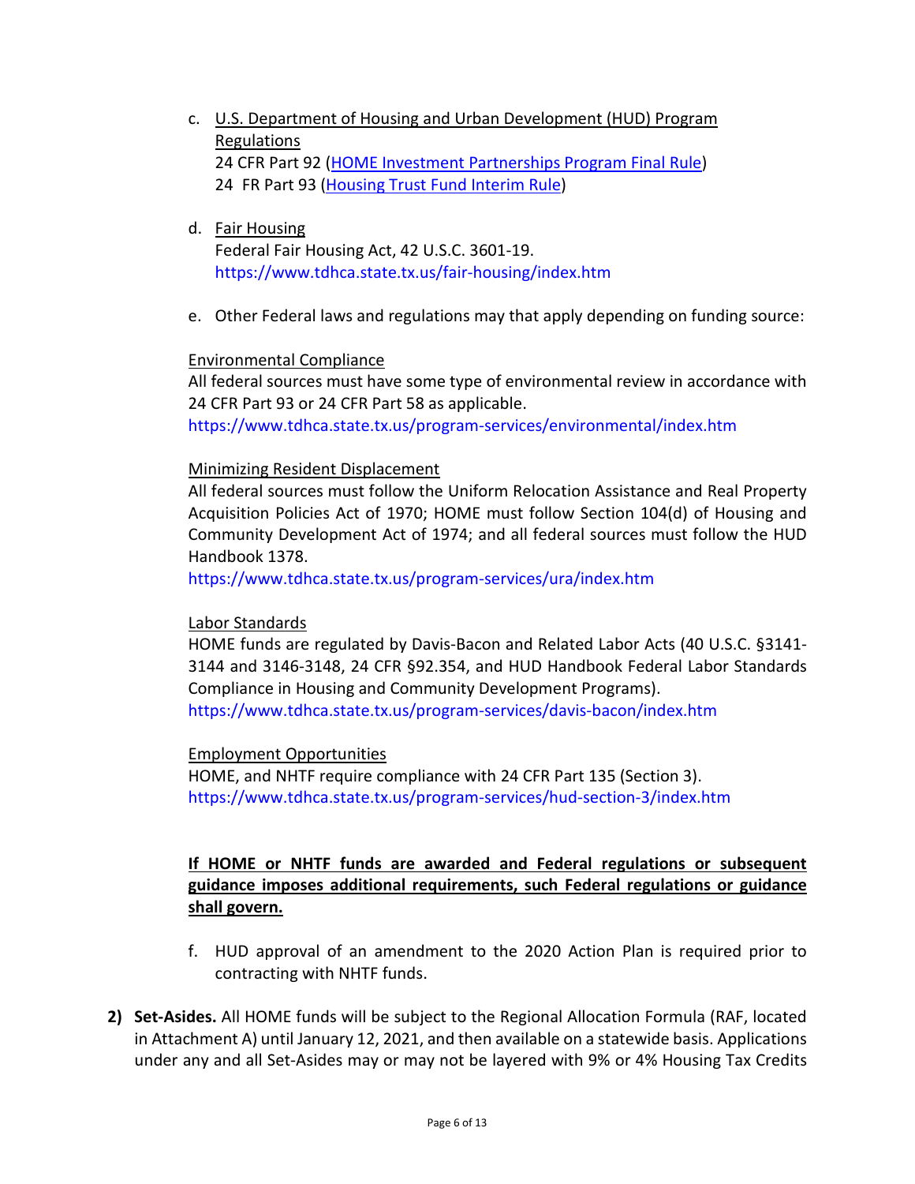c. U.S. Department of Housing and Urban Development (HUD) Program Regulations
   24 CFR Part 92 (HOME Investment Partnerships Program Final Rule)
   24 FR Part 93 (Housing Trust Fund Interim Rule)

d. Fair Housing
   Federal Fair Housing Act, 42 U.S.C. 3601-19.
   https://www.tdhca.state.tx.us/fair-housing/index.htm

e. Other Federal laws and regulations may that apply depending on funding source:

Environmental Compliance
All federal sources must have some type of environmental review in accordance with 24 CFR Part 93 or 24 CFR Part 58 as applicable.
https://www.tdhca.state.tx.us/program-services/environmental/index.htm

Minimizing Resident Displacement
All federal sources must follow the Uniform Relocation Assistance and Real Property Acquisition Policies Act of 1970; HOME must follow Section 104(d) of Housing and Community Development Act of 1974; and all federal sources must follow the HUD Handbook 1378.
https://www.tdhca.state.tx.us/program-services/ura/index.htm

Labor Standards
HOME funds are regulated by Davis-Bacon and Related Labor Acts (40 U.S.C. §3141-3144 and 3146-3148, 24 CFR §92.354, and HUD Handbook Federal Labor Standards Compliance in Housing and Community Development Programs).
https://www.tdhca.state.tx.us/program-services/davis-bacon/index.htm

Employment Opportunities
HOME, and NHTF require compliance with 24 CFR Part 135 (Section 3).
https://www.tdhca.state.tx.us/program-services/hud-section-3/index.htm

**If HOME or NHTF funds are awarded and Federal regulations or subsequent guidance imposes additional requirements, such Federal regulations or guidance shall govern.**

f. HUD approval of an amendment to the 2020 Action Plan is required prior to contracting with NHTF funds.

2) **Set-Asides.** All HOME funds will be subject to the Regional Allocation Formula (RAF, located in Attachment A) until January 12, 2021, and then available on a statewide basis. Applications under any and all Set-Asides may or may not be layered with 9% or 4% Housing Tax Credits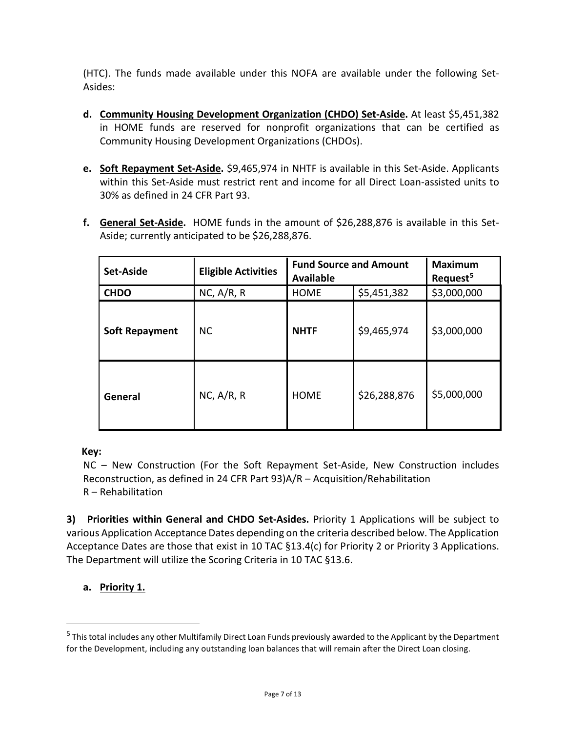(HTC). The funds made available under this NOFA are available under the following Set-Asides:

d. **Community Housing Development Organization (CHDO) Set-Aside.** At least $5,451,382 in HOME funds are reserved for nonprofit organizations that can be certified as Community Housing Development Organizations (CHDOs).

e. **Soft Repayment Set-Aside.** $9,465,974 in NHTF is available in this Set-Aside. Applicants within this Set-Aside must restrict rent and income for all Direct Loan-assisted units to 30% as defined in 24 CFR Part 93.

f. **General Set-Aside.** HOME funds in the amount of $26,288,876 is available in this Set-Aside; currently anticipated to be $26,288,876.

| Set-Aside | Eligible Activities | Fund Source and Amount Available | | Maximum Request[5] |
|---|---|---|---|---|
| **CHDO** | NC, A/R, R | HOME | $5,451,382 | $3,000,000 |
| **Soft Repayment** | NC | **NHTF** | $9,465,974 | $3,000,000 |
| **General** | NC, A/R, R | HOME | $26,288,876 | $5,000,000 |

**Key:**

NC – New Construction (For the Soft Repayment Set-Aside, New Construction includes Reconstruction, as defined in 24 CFR Part 93)A/R – Acquisition/Rehabilitation

R – Rehabilitation

**3) Priorities within General and CHDO Set-Asides.** Priority 1 Applications will be subject to various Application Acceptance Dates depending on the criteria described below. The Application Acceptance Dates are those that exist in 10 TAC §13.4(c) for Priority 2 or Priority 3 Applications. The Department will utilize the Scoring Criteria in 10 TAC §13.6.

a. **Priority 1.**

[5] This total includes any other Multifamily Direct Loan Funds previously awarded to the Applicant by the Department for the Development, including any outstanding loan balances that will remain after the Direct Loan closing.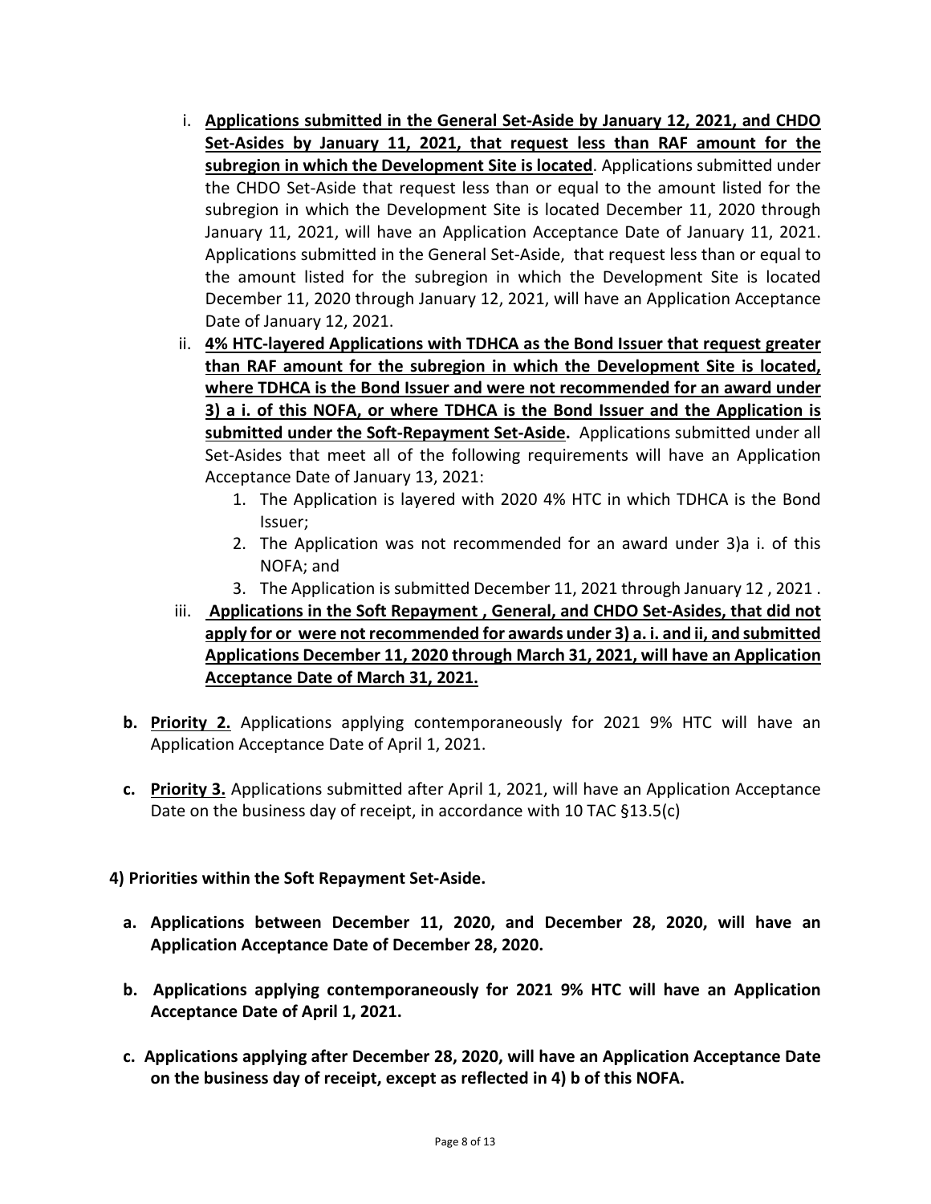i. **Applications submitted in the General Set-Aside by January 12, 2021, and CHDO Set-Asides by January 11, 2021, that request less than RAF amount for the subregion in which the Development Site is located**. Applications submitted under the CHDO Set-Aside that request less than or equal to the amount listed for the subregion in which the Development Site is located December 11, 2020 through January 11, 2021, will have an Application Acceptance Date of January 11, 2021. Applications submitted in the General Set-Aside, that request less than or equal to the amount listed for the subregion in which the Development Site is located December 11, 2020 through January 12, 2021, will have an Application Acceptance Date of January 12, 2021.

ii. **4% HTC-layered Applications with TDHCA as the Bond Issuer that request greater than RAF amount for the subregion in which the Development Site is located, where TDHCA is the Bond Issuer and were not recommended for an award under 3) a i. of this NOFA, or where TDHCA is the Bond Issuer and the Application is submitted under the Soft-Repayment Set-Aside.** Applications submitted under all Set-Asides that meet all of the following requirements will have an Application Acceptance Date of January 13, 2021:

1. The Application is layered with 2020 4% HTC in which TDHCA is the Bond Issuer;
2. The Application was not recommended for an award under 3)a i. of this NOFA; and
3. The Application is submitted December 11, 2021 through January 12 , 2021 .

iii. **Applications in the Soft Repayment , General, and CHDO Set-Asides, that did not apply for or were not recommended for awards under 3) a. i. and ii, and submitted Applications December 11, 2020 through March 31, 2021, will have an Application Acceptance Date of March 31, 2021.**

**b. Priority 2.** Applications applying contemporaneously for 2021 9% HTC will have an Application Acceptance Date of April 1, 2021.

**c. Priority 3.** Applications submitted after April 1, 2021, will have an Application Acceptance Date on the business day of receipt, in accordance with 10 TAC §13.5(c)

**4) Priorities within the Soft Repayment Set-Aside.**

**a. Applications between December 11, 2020, and December 28, 2020, will have an Application Acceptance Date of December 28, 2020.**

**b. Applications applying contemporaneously for 2021 9% HTC will have an Application Acceptance Date of April 1, 2021.**

**c. Applications applying after December 28, 2020, will have an Application Acceptance Date on the business day of receipt, except as reflected in 4) b of this NOFA.**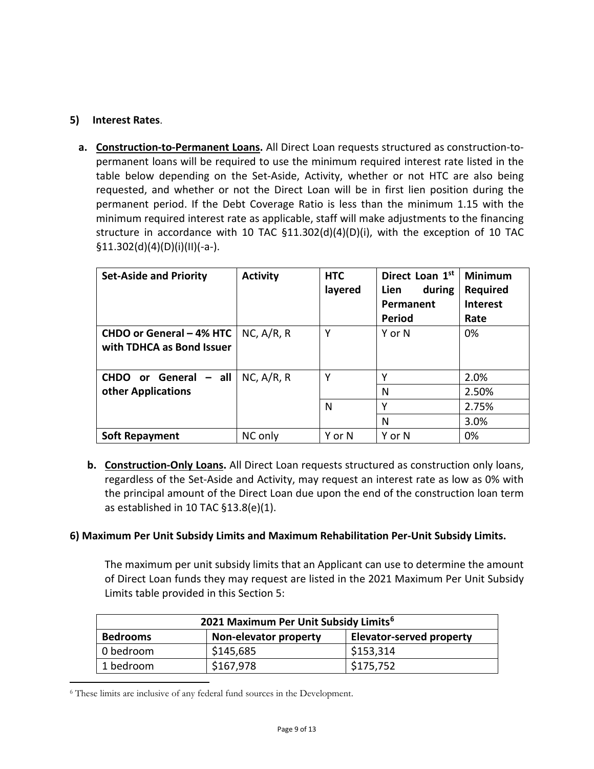## 5) Interest Rates.

**a. Construction-to-Permanent Loans.** All Direct Loan requests structured as construction-to-permanent loans will be required to use the minimum required interest rate listed in the table below depending on the Set-Aside, Activity, whether or not HTC are also being requested, and whether or not the Direct Loan will be in first lien position during the permanent period. If the Debt Coverage Ratio is less than the minimum 1.15 with the minimum required interest rate as applicable, staff will make adjustments to the financing structure in accordance with 10 TAC §11.302(d)(4)(D)(i), with the exception of 10 TAC §11.302(d)(4)(D)(i)(II)(-a-).

| Set-Aside and Priority | Activity | HTC layered | Direct Loan 1st Lien during Permanent Period | Minimum Required Interest Rate |
|---|---|---|---|---|
| CHDO or General – 4% HTC with TDHCA as Bond Issuer | NC, A/R, R | Y | Y or N | 0% |
| CHDO or General – all other Applications | NC, A/R, R | Y | Y | 2.0% |
| | | | N | 2.50% |
| | | N | Y | 2.75% |
| | | | N | 3.0% |
| Soft Repayment | NC only | Y or N | Y or N | 0% |

**b. Construction-Only Loans.** All Direct Loan requests structured as construction only loans, regardless of the Set-Aside and Activity, may request an interest rate as low as 0% with the principal amount of the Direct Loan due upon the end of the construction loan term as established in 10 TAC §13.8(e)(1).

## 6) Maximum Per Unit Subsidy Limits and Maximum Rehabilitation Per-Unit Subsidy Limits.

The maximum per unit subsidy limits that an Applicant can use to determine the amount of Direct Loan funds they may request are listed in the 2021 Maximum Per Unit Subsidy Limits table provided in this Section 5:

| 2021 Maximum Per Unit Subsidy Limits[6] | | |
|---|---|---|
| **Bedrooms** | **Non-elevator property** | **Elevator-served property** |
| 0 bedroom | $145,685 | $153,314 |
| 1 bedroom | $167,978 | $175,752 |

[6] These limits are inclusive of any federal fund sources in the Development.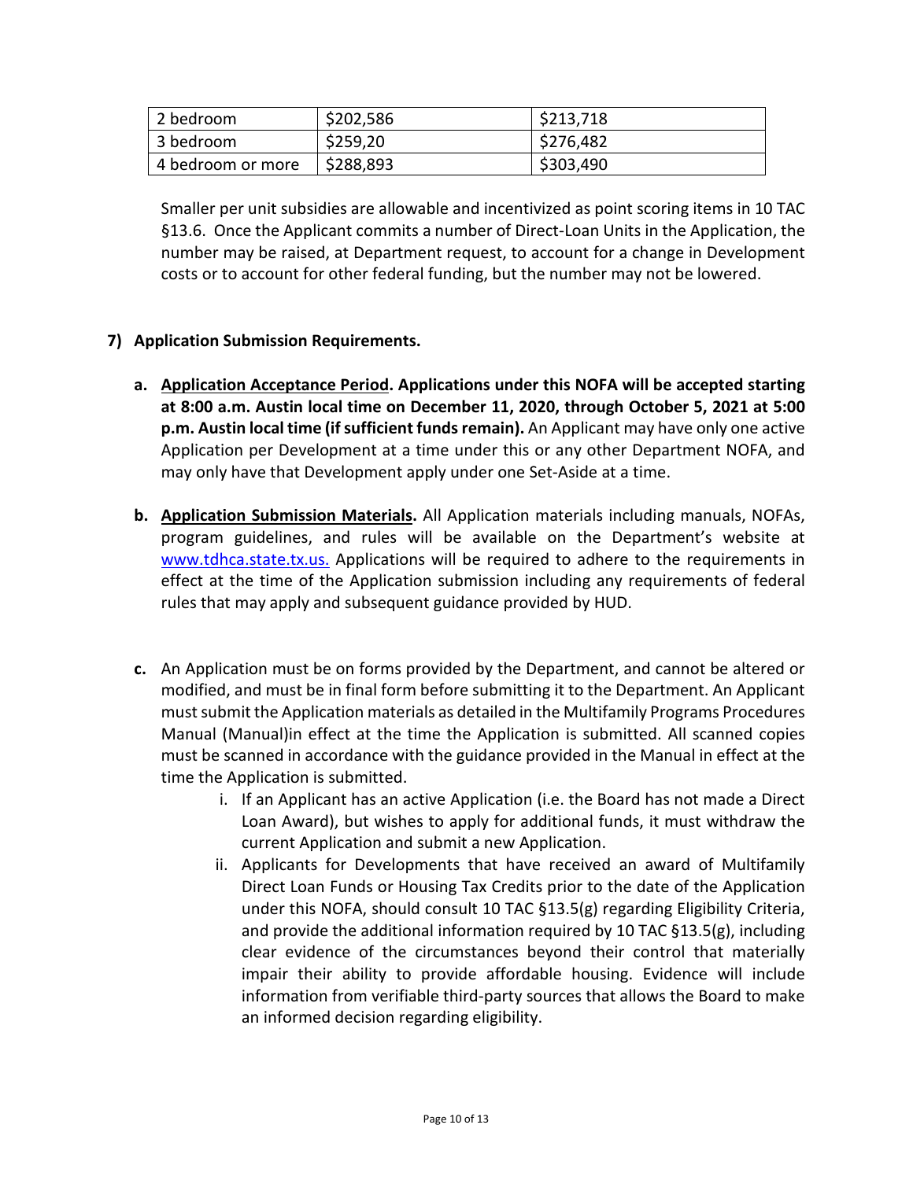| 2 bedroom | $202,586 | $213,718 |
|---|---|---|
| 3 bedroom | $259,20 | $276,482 |
| 4 bedroom or more | $288,893 | $303,490 |

Smaller per unit subsidies are allowable and incentivized as point scoring items in 10 TAC §13.6. Once the Applicant commits a number of Direct-Loan Units in the Application, the number may be raised, at Department request, to account for a change in Development costs or to account for other federal funding, but the number may not be lowered.

**7) Application Submission Requirements.**

**a. <u>Application Acceptance Period</u>. Applications under this NOFA will be accepted starting at 8:00 a.m. Austin local time on December 11, 2020, through October 5, 2021 at 5:00 p.m. Austin local time (if sufficient funds remain).** An Applicant may have only one active Application per Development at a time under this or any other Department NOFA, and may only have that Development apply under one Set-Aside at a time.

**b. <u>Application Submission Materials</u>.** All Application materials including manuals, NOFAs, program guidelines, and rules will be available on the Department's website at www.tdhca.state.tx.us. Applications will be required to adhere to the requirements in effect at the time of the Application submission including any requirements of federal rules that may apply and subsequent guidance provided by HUD.

**c.** An Application must be on forms provided by the Department, and cannot be altered or modified, and must be in final form before submitting it to the Department. An Applicant must submit the Application materials as detailed in the Multifamily Programs Procedures Manual (Manual)in effect at the time the Application is submitted. All scanned copies must be scanned in accordance with the guidance provided in the Manual in effect at the time the Application is submitted.

   i. If an Applicant has an active Application (i.e. the Board has not made a Direct Loan Award), but wishes to apply for additional funds, it must withdraw the current Application and submit a new Application.

   ii. Applicants for Developments that have received an award of Multifamily Direct Loan Funds or Housing Tax Credits prior to the date of the Application under this NOFA, should consult 10 TAC §13.5(g) regarding Eligibility Criteria, and provide the additional information required by 10 TAC §13.5(g), including clear evidence of the circumstances beyond their control that materially impair their ability to provide affordable housing. Evidence will include information from verifiable third-party sources that allows the Board to make an informed decision regarding eligibility.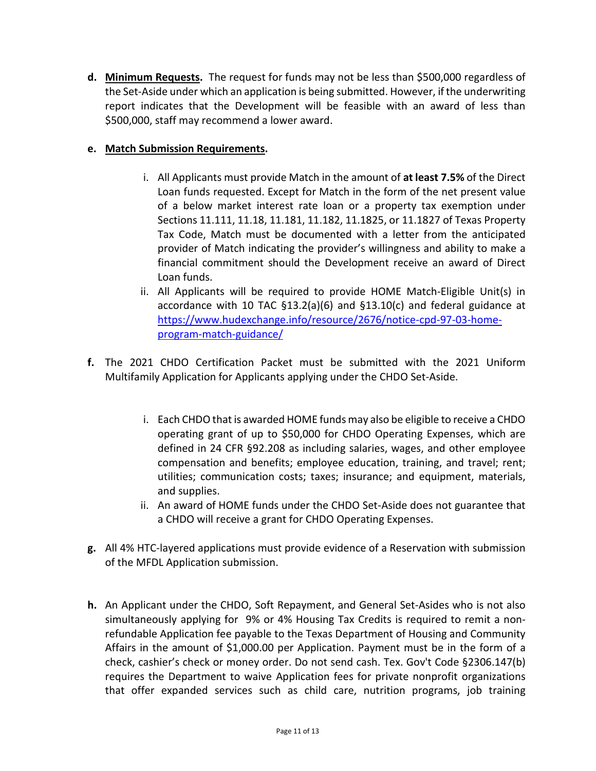**d.** **<u>Minimum Requests</u>.** The request for funds may not be less than $500,000 regardless of the Set-Aside under which an application is being submitted. However, if the underwriting report indicates that the Development will be feasible with an award of less than $500,000, staff may recommend a lower award.

**e.** **<u>Match Submission Requirements</u>.**

i. All Applicants must provide Match in the amount of **at least 7.5%** of the Direct Loan funds requested. Except for Match in the form of the net present value of a below market interest rate loan or a property tax exemption under Sections 11.111, 11.18, 11.181, 11.182, 11.1825, or 11.1827 of Texas Property Tax Code, Match must be documented with a letter from the anticipated provider of Match indicating the provider's willingness and ability to make a financial commitment should the Development receive an award of Direct Loan funds.

ii. All Applicants will be required to provide HOME Match-Eligible Unit(s) in accordance with 10 TAC §13.2(a)(6) and §13.10(c) and federal guidance at [https://www.hudexchange.info/resource/2676/notice-cpd-97-03-home-program-match-guidance/](https://www.hudexchange.info/resource/2676/notice-cpd-97-03-home-program-match-guidance/)

**f.** The 2021 CHDO Certification Packet must be submitted with the 2021 Uniform Multifamily Application for Applicants applying under the CHDO Set-Aside.

i. Each CHDO that is awarded HOME funds may also be eligible to receive a CHDO operating grant of up to $50,000 for CHDO Operating Expenses, which are defined in 24 CFR §92.208 as including salaries, wages, and other employee compensation and benefits; employee education, training, and travel; rent; utilities; communication costs; taxes; insurance; and equipment, materials, and supplies.

ii. An award of HOME funds under the CHDO Set-Aside does not guarantee that a CHDO will receive a grant for CHDO Operating Expenses.

**g.** All 4% HTC-layered applications must provide evidence of a Reservation with submission of the MFDL Application submission.

**h.** An Applicant under the CHDO, Soft Repayment, and General Set-Asides who is not also simultaneously applying for 9% or 4% Housing Tax Credits is required to remit a non-refundable Application fee payable to the Texas Department of Housing and Community Affairs in the amount of $1,000.00 per Application. Payment must be in the form of a check, cashier's check or money order. Do not send cash. Tex. Gov't Code §2306.147(b) requires the Department to waive Application fees for private nonprofit organizations that offer expanded services such as child care, nutrition programs, job training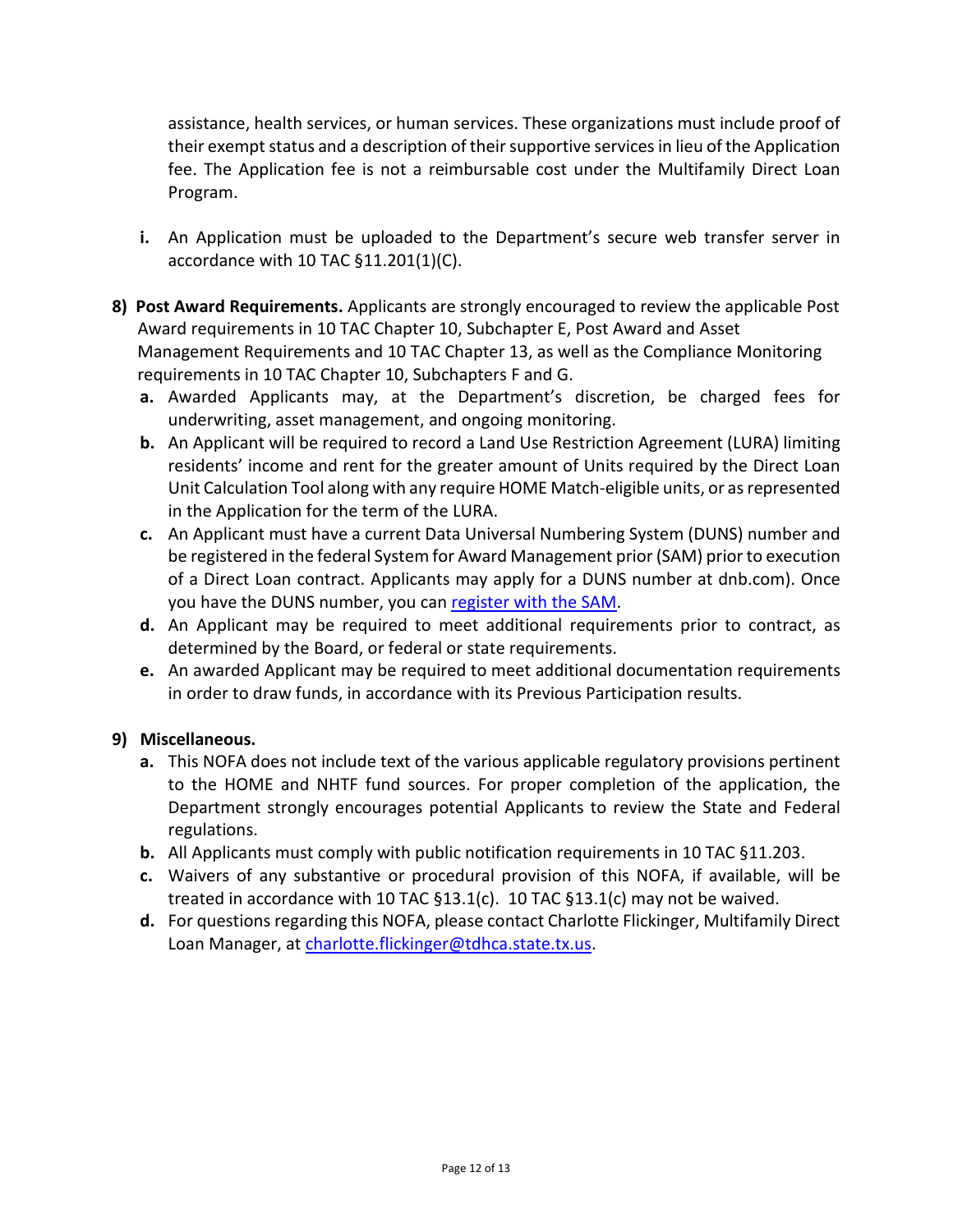assistance, health services, or human services. These organizations must include proof of their exempt status and a description of their supportive services in lieu of the Application fee. The Application fee is not a reimbursable cost under the Multifamily Direct Loan Program.

i. An Application must be uploaded to the Department's secure web transfer server in accordance with 10 TAC §11.201(1)(C).

8) **Post Award Requirements.** Applicants are strongly encouraged to review the applicable Post Award requirements in 10 TAC Chapter 10, Subchapter E, Post Award and Asset Management Requirements and 10 TAC Chapter 13, as well as the Compliance Monitoring requirements in 10 TAC Chapter 10, Subchapters F and G.

   a. Awarded Applicants may, at the Department's discretion, be charged fees for underwriting, asset management, and ongoing monitoring.

   b. An Applicant will be required to record a Land Use Restriction Agreement (LURA) limiting residents' income and rent for the greater amount of Units required by the Direct Loan Unit Calculation Tool along with any require HOME Match-eligible units, or as represented in the Application for the term of the LURA.

   c. An Applicant must have a current Data Universal Numbering System (DUNS) number and be registered in the federal System for Award Management prior (SAM) prior to execution of a Direct Loan contract. Applicants may apply for a DUNS number at dnb.com). Once you have the DUNS number, you can register with the SAM.

   d. An Applicant may be required to meet additional requirements prior to contract, as determined by the Board, or federal or state requirements.

   e. An awarded Applicant may be required to meet additional documentation requirements in order to draw funds, in accordance with its Previous Participation results.

9) **Miscellaneous.**

   a. This NOFA does not include text of the various applicable regulatory provisions pertinent to the HOME and NHTF fund sources. For proper completion of the application, the Department strongly encourages potential Applicants to review the State and Federal regulations.

   b. All Applicants must comply with public notification requirements in 10 TAC §11.203.

   c. Waivers of any substantive or procedural provision of this NOFA, if available, will be treated in accordance with 10 TAC §13.1(c). 10 TAC §13.1(c) may not be waived.

   d. For questions regarding this NOFA, please contact Charlotte Flickinger, Multifamily Direct Loan Manager, at charlotte.flickinger@tdhca.state.tx.us.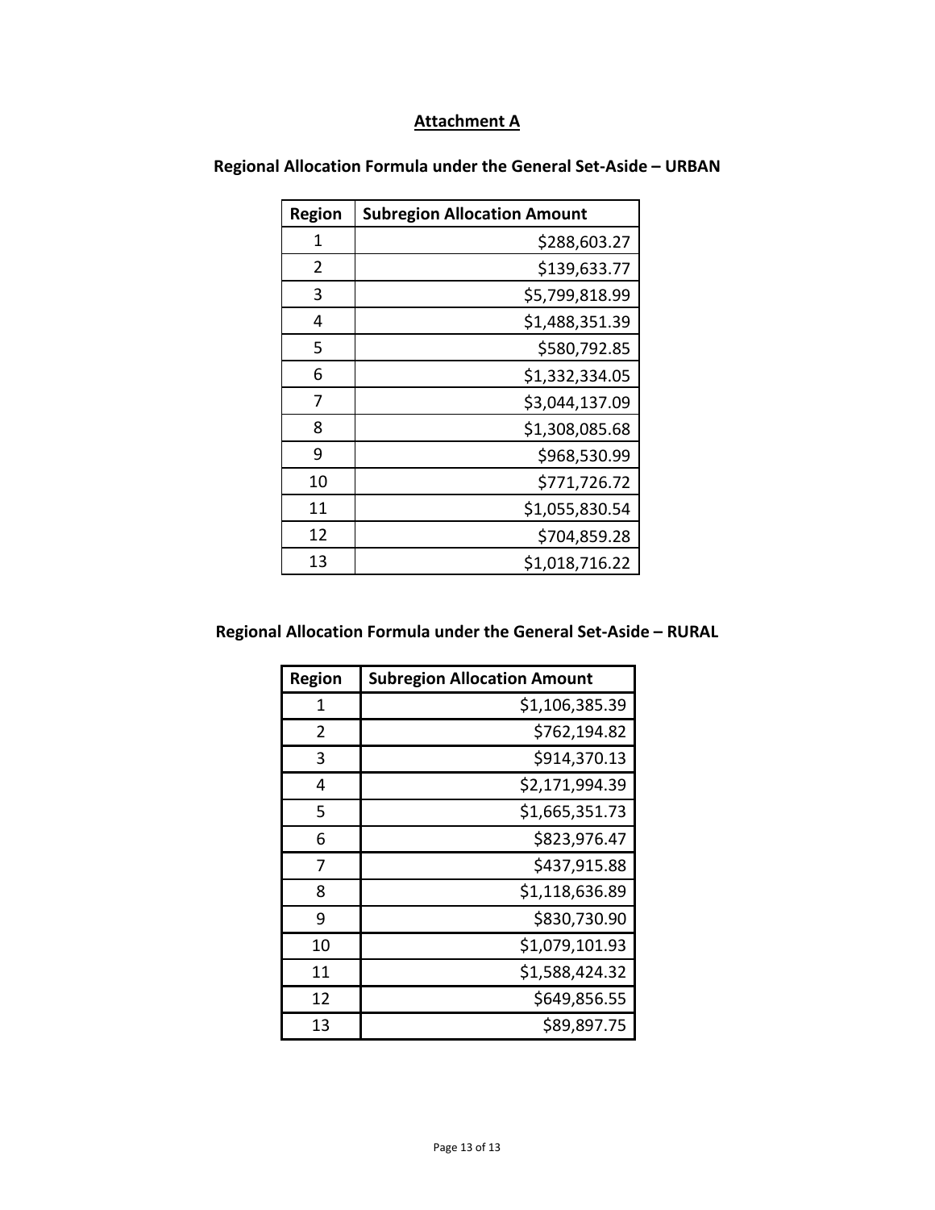## Attachment A

### Regional Allocation Formula under the General Set-Aside – URBAN

| Region | Subregion Allocation Amount |
|---|---|
| 1 | $288,603.27 |
| 2 | $139,633.77 |
| 3 | $5,799,818.99 |
| 4 | $1,488,351.39 |
| 5 | $580,792.85 |
| 6 | $1,332,334.05 |
| 7 | $3,044,137.09 |
| 8 | $1,308,085.68 |
| 9 | $968,530.99 |
| 10 | $771,726.72 |
| 11 | $1,055,830.54 |
| 12 | $704,859.28 |
| 13 | $1,018,716.22 |

### Regional Allocation Formula under the General Set-Aside – RURAL

| Region | Subregion Allocation Amount |
|---|---|
| 1 | $1,106,385.39 |
| 2 | $762,194.82 |
| 3 | $914,370.13 |
| 4 | $2,171,994.39 |
| 5 | $1,665,351.73 |
| 6 | $823,976.47 |
| 7 | $437,915.88 |
| 8 | $1,118,636.89 |
| 9 | $830,730.90 |
| 10 | $1,079,101.93 |
| 11 | $1,588,424.32 |
| 12 | $649,856.55 |
| 13 | $89,897.75 |